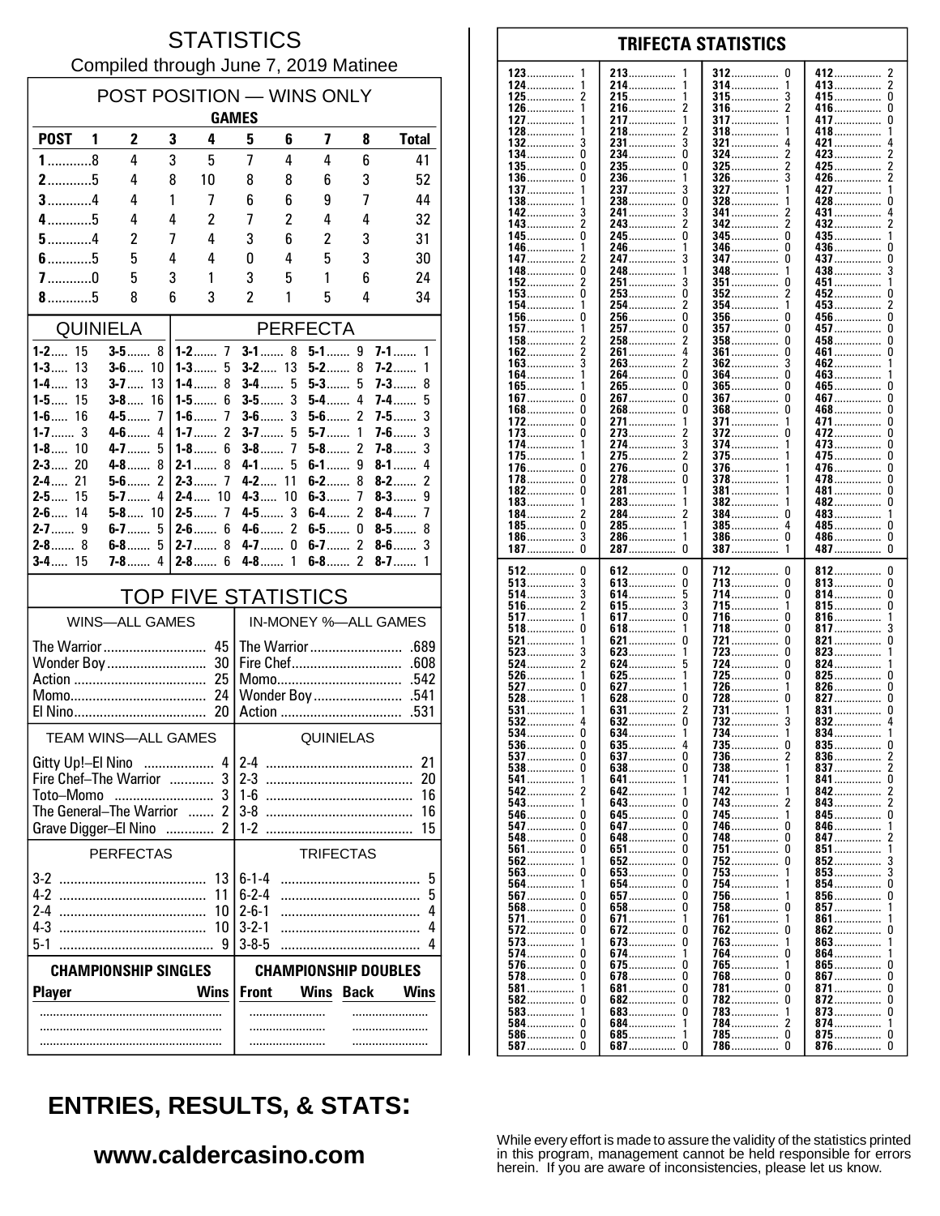# STATISTICS

Compiled through June 7, 2019 Matinee

## POST POSITION — WINS ONLY

| POST | GAMES 1 | 2 | 3 | 4 | 5 | 6 | 7 | 8 | Total |
|---|---|---|---|---|---|---|---|---|---|
| 1 | 8 | 4 | 3 | 5 | 7 | 4 | 4 | 6 | 41 |
| 2 | 5 | 4 | 8 | 10 | 8 | 8 | 6 | 3 | 52 |
| 3 | 4 | 4 | 1 | 7 | 6 | 6 | 9 | 7 | 44 |
| 4 | 5 | 4 | 4 | 2 | 7 | 2 | 4 | 4 | 32 |
| 5 | 4 | 2 | 7 | 4 | 3 | 6 | 2 | 3 | 31 |
| 6 | 5 | 5 | 4 | 4 | 0 | 4 | 5 | 3 | 30 |
| 7 | 0 | 5 | 3 | 1 | 3 | 5 | 1 | 6 | 24 |
| 8 | 5 | 8 | 6 | 3 | 2 | 1 | 5 | 4 | 34 |

## QUINIELA

| | | | |
|---|---|---|---|
| 1-2 | 15 | 3-5 | 8 |
| 1-3 | 13 | 3-6 | 10 |
| 1-4 | 13 | 3-7 | 13 |
| 1-5 | 15 | 3-8 | 16 |
| 1-6 | 16 | 4-5 | 7 |
| 1-7 | 3 | 4-6 | 4 |
| 1-8 | 10 | 4-7 | 5 |
| 2-3 | 20 | 4-8 | 8 |
| 2-4 | 21 | 5-6 | 2 |
| 2-5 | 15 | 5-7 | 4 |
| 2-6 | 14 | 5-8 | 10 |
| 2-7 | 9 | 6-7 | 5 |
| 2-8 | 8 | 6-8 | 5 |
| 3-4 | 15 | 7-8 | 4 |

## PERFECTA

| | | | | | | | |
|---|---|---|---|---|---|---|---|
| 1-2 | 7 | 3-1 | 8 | 5-1 | 9 | 7-1 | 1 |
| 1-3 | 5 | 3-2 | 13 | 5-2 | 8 | 7-2 | 1 |
| 1-4 | 8 | 3-4 | 5 | 5-3 | 5 | 7-3 | 8 |
| 1-5 | 6 | 3-5 | 3 | 5-4 | 4 | 7-4 | 5 |
| 1-6 | 7 | 3-6 | 3 | 5-6 | 2 | 7-5 | 3 |
| 1-7 | 2 | 3-7 | 5 | 5-7 | 1 | 7-6 | 3 |
| 1-8 | 6 | 3-8 | 7 | 5-8 | 2 | 7-8 | 3 |
| 2-1 | 8 | 4-1 | 5 | 6-1 | 9 | 8-1 | 4 |
| 2-3 | 7 | 4-2 | 11 | 6-2 | 8 | 8-2 | 2 |
| 2-4 | 10 | 4-3 | 10 | 6-3 | 7 | 8-3 | 9 |
| 2-5 | 7 | 4-5 | 3 | 6-4 | 2 | 8-4 | 7 |
| 2-6 | 6 | 4-6 | 2 | 6-5 | 0 | 8-5 | 8 |
| 2-7 | 8 | 4-7 | 0 | 6-7 | 2 | 8-6 | 3 |
| 2-8 | 6 | 4-8 | 1 | 6-8 | 2 | 8-7 | 1 |

## TOP FIVE STATISTICS

| WINS—ALL GAMES | | IN-MONEY %—ALL GAMES | |
|---|---|---|---|
| The Warrior | 45 | The Warrior | .689 |
| Wonder Boy | 30 | Fire Chef | .608 |
| Action | 25 | Momo | .542 |
| Momo | 24 | Wonder Boy | .541 |
| El Nino | 20 | Action | .531 |

| TEAM WINS—ALL GAMES | | QUINIELAS | |
|---|---|---|---|
| Gitty Up!–El Nino | 4 | 2-4 | 21 |
| Fire Chef–The Warrior | 3 | 2-3 | 20 |
| Toto–Momo | 3 | 1-6 | 16 |
| The General–The Warrior | 2 | 3-8 | 16 |
| Grave Digger–El Nino | 2 | 1-2 | 15 |

| PERFECTAS | | TRIFECTAS | |
|---|---|---|---|
| 3-2 | 13 | 6-1-4 | 5 |
| 4-2 | 11 | 6-2-4 | 5 |
| 2-4 | 10 | 2-6-1 | 4 |
| 4-3 | 10 | 3-2-1 | 4 |
| 5-1 | 9 | 3-8-5 | 4 |

| CHAMPIONSHIP SINGLES | | CHAMPIONSHIP DOUBLES | | | |
|---|---|---|---|---|---|
| Player | Wins | Front | Wins | Back | Wins |
| | | | | | |
| | | | | | |
| | | | | | |

## TRIFECTA STATISTICS

| | | | | | | | |
|---|---|---|---|---|---|---|---|
| 123 | 1 | 213 | 1 | 312 | 0 | 412 | 2 |
| 124 | 1 | 214 | 1 | 314 | 1 | 413 | 2 |
| 125 | 2 | 215 | 1 | 315 | 3 | 415 | 0 |
| 126 | 1 | 216 | 2 | 316 | 2 | 416 | 0 |
| 127 | 1 | 217 | 1 | 317 | 1 | 417 | 0 |
| 128 | 1 | 218 | 2 | 318 | 1 | 418 | 1 |
| 132 | 3 | 231 | 3 | 321 | 4 | 421 | 4 |
| 134 | 0 | 234 | 0 | 324 | 2 | 423 | 2 |
| 135 | 0 | 235 | 0 | 325 | 2 | 425 | 2 |
| 136 | 0 | 236 | 1 | 326 | 3 | 426 | 2 |
| 137 | 1 | 237 | 3 | 327 | 1 | 427 | 1 |
| 138 | 1 | 238 | 0 | 328 | 1 | 428 | 0 |
| 142 | 3 | 241 | 3 | 341 | 2 | 431 | 4 |
| 143 | 2 | 243 | 2 | 342 | 2 | 432 | 2 |
| 145 | 0 | 245 | 0 | 345 | 0 | 435 | 1 |
| 146 | 1 | 246 | 1 | 346 | 0 | 436 | 0 |
| 147 | 2 | 247 | 3 | 347 | 0 | 437 | 0 |
| 148 | 0 | 248 | 1 | 348 | 1 | 438 | 3 |
| 152 | 2 | 251 | 3 | 351 | 0 | 451 | 1 |
| 153 | 0 | 253 | 0 | 352 | 2 | 452 | 0 |
| 154 | 1 | 254 | 2 | 354 | 1 | 453 | 2 |
| 156 | 0 | 256 | 0 | 356 | 0 | 456 | 0 |
| 157 | 1 | 257 | 0 | 357 | 0 | 457 | 0 |
| 158 | 2 | 258 | 2 | 358 | 0 | 458 | 0 |
| 162 | 2 | 261 | 4 | 361 | 0 | 461 | 0 |
| 163 | 3 | 263 | 2 | 362 | 3 | 462 | 1 |
| 164 | 1 | 264 | 0 | 364 | 0 | 463 | 1 |
| 165 | 1 | 265 | 0 | 365 | 0 | 465 | 0 |
| 167 | 0 | 267 | 0 | 367 | 0 | 467 | 0 |
| 168 | 0 | 268 | 0 | 368 | 0 | 468 | 0 |
| 172 | 0 | 271 | 1 | 371 | 1 | 471 | 0 |
| 173 | 0 | 273 | 2 | 372 | 0 | 472 | 0 |
| 174 | 1 | 274 | 3 | 374 | 1 | 473 | 0 |
| 175 | 1 | 275 | 2 | 375 | 1 | 475 | 0 |
| 176 | 0 | 276 | 0 | 376 | 1 | 476 | 0 |
| 178 | 0 | 278 | 0 | 378 | 1 | 478 | 0 |
| 182 | 0 | 281 | 1 | 381 | 1 | 481 | 0 |
| 183 | 1 | 283 | 1 | 382 | 1 | 482 | 0 |
| 184 | 2 | 284 | 2 | 384 | 0 | 483 | 1 |
| 185 | 0 | 285 | 1 | 385 | 4 | 485 | 0 |
| 186 | 3 | 286 | 1 | 386 | 0 | 486 | 0 |
| 187 | 0 | 287 | 0 | 387 | 1 | 487 | 0 |
| 512 | 0 | 612 | 0 | 712 | 0 | 812 | 0 |
| 513 | 3 | 613 | 0 | 713 | 0 | 813 | 0 |
| 514 | 3 | 614 | 5 | 714 | 0 | 814 | 0 |
| 516 | 2 | 615 | 3 | 715 | 1 | 815 | 0 |
| 517 | 1 | 617 | 0 | 716 | 0 | 816 | 1 |
| 518 | 0 | 618 | 1 | 718 | 0 | 817 | 3 |
| 521 | 1 | 621 | 0 | 721 | 0 | 821 | 0 |
| 523 | 3 | 623 | 1 | 723 | 0 | 823 | 1 |
| 524 | 2 | 624 | 5 | 724 | 0 | 824 | 1 |
| 526 | 1 | 625 | 1 | 725 | 0 | 825 | 0 |
| 527 | 0 | 627 | 1 | 726 | 1 | 826 | 0 |
| 528 | 1 | 628 | 0 | 728 | 0 | 827 | 0 |
| 531 | 1 | 631 | 2 | 731 | 1 | 831 | 0 |
| 532 | 4 | 632 | 0 | 732 | 3 | 832 | 4 |
| 534 | 0 | 634 | 1 | 734 | 1 | 834 | 1 |
| 536 | 0 | 635 | 4 | 735 | 0 | 835 | 0 |
| 537 | 0 | 637 | 0 | 736 | 2 | 836 | 2 |
| 538 | 0 | 638 | 0 | 738 | 1 | 837 | 2 |
| 541 | 1 | 641 | 1 | 741 | 1 | 841 | 0 |
| 542 | 2 | 642 | 1 | 742 | 1 | 842 | 2 |
| 543 | 1 | 643 | 0 | 743 | 2 | 843 | 2 |
| 546 | 0 | 645 | 0 | 745 | 1 | 845 | 0 |
| 547 | 0 | 647 | 0 | 746 | 0 | 846 | 1 |
| 548 | 0 | 648 | 0 | 748 | 0 | 847 | 2 |
| 561 | 0 | 651 | 0 | 751 | 0 | 851 | 1 |
| 562 | 1 | 652 | 0 | 752 | 0 | 852 | 3 |
| 563 | 0 | 653 | 0 | 753 | 1 | 853 | 3 |
| 564 | 1 | 654 | 0 | 754 | 1 | 854 | 0 |
| 567 | 0 | 657 | 0 | 756 | 1 | 856 | 0 |
| 568 | 0 | 658 | 0 | 758 | 0 | 857 | 1 |
| 571 | 0 | 671 | 1 | 761 | 1 | 861 | 1 |
| 572 | 0 | 672 | 0 | 762 | 0 | 862 | 0 |
| 573 | 1 | 673 | 0 | 763 | 1 | 863 | 1 |
| 574 | 0 | 674 | 1 | 764 | 0 | 864 | 1 |
| 576 | 0 | 675 | 0 | 765 | 1 | 865 | 0 |
| 578 | 0 | 678 | 0 | 768 | 0 | 867 | 0 |
| 581 | 1 | 681 | 0 | 781 | 0 | 871 | 0 |
| 582 | 0 | 682 | 0 | 782 | 0 | 872 | 0 |
| 583 | 1 | 683 | 0 | 783 | 1 | 873 | 0 |
| 584 | 0 | 684 | 1 | 784 | 2 | 874 | 1 |
| 586 | 0 | 685 | 1 | 785 | 0 | 875 | 0 |
| 587 | 0 | 687 | 0 | 786 | 0 | 876 | 0 |

## ENTRIES, RESULTS, & STATS:

**www.caldercasino.com**

While every effort is made to assure the validity of the statistics printed in this program, management cannot be held responsible for errors herein. If you are aware of inconsistencies, please let us know.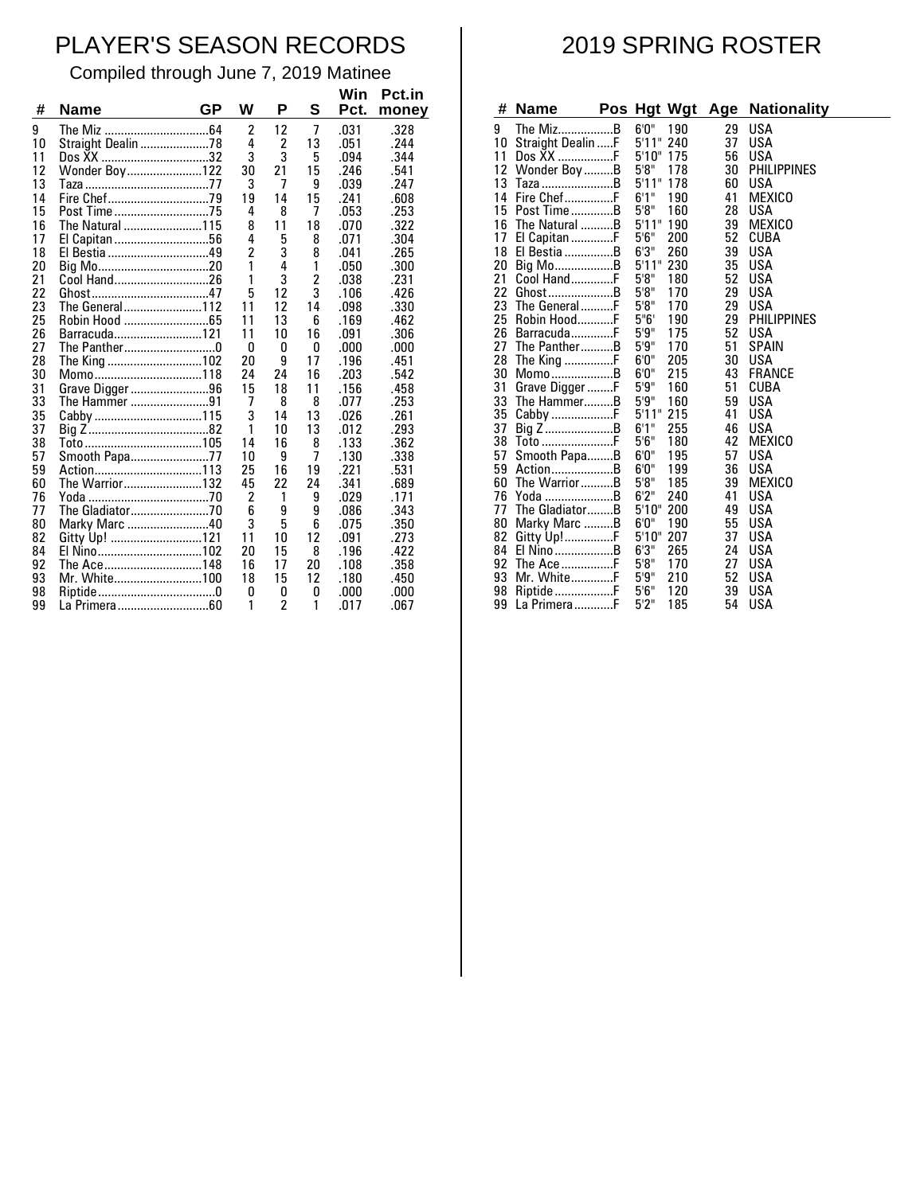# PLAYER'S SEASON RECORDS

Compiled through June 7, 2019 Matinee

| # | Name | GP | W | P | S | Win Pct. | Pct.in money |
|---|---|---|---|---|---|---|---|
| 9 | The Miz | 64 | 2 | 12 | 7 | .031 | .328 |
| 10 | Straight Dealin | 78 | 4 | 2 | 13 | .051 | .244 |
| 11 | Dos XX | 32 | 3 | 3 | 5 | .094 | .344 |
| 12 | Wonder Boy | 122 | 30 | 21 | 15 | .246 | .541 |
| 13 | Taza | 77 | 3 | 7 | 9 | .039 | .247 |
| 14 | Fire Chef | 79 | 19 | 14 | 15 | .241 | .608 |
| 15 | Post Time | 75 | 4 | 8 | 7 | .053 | .253 |
| 16 | The Natural | 115 | 8 | 11 | 18 | .070 | .322 |
| 17 | El Capitan | 56 | 4 | 5 | 8 | .071 | .304 |
| 18 | El Bestia | 49 | 2 | 3 | 8 | .041 | .265 |
| 20 | Big Mo | 20 | 1 | 4 | 1 | .050 | .300 |
| 21 | Cool Hand | 26 | 1 | 3 | 2 | .038 | .231 |
| 22 | Ghost | 47 | 5 | 12 | 3 | .106 | .426 |
| 23 | The General | 112 | 11 | 12 | 14 | .098 | .330 |
| 25 | Robin Hood | 65 | 11 | 13 | 6 | .169 | .462 |
| 26 | Barracuda | 121 | 11 | 10 | 16 | .091 | .306 |
| 27 | The Panther | 0 | 0 | 0 | 0 | .000 | .000 |
| 28 | The King | 102 | 20 | 9 | 17 | .196 | .451 |
| 30 | Momo | 118 | 24 | 24 | 16 | .203 | .542 |
| 31 | Grave Digger | 96 | 15 | 18 | 11 | .156 | .458 |
| 33 | The Hammer | 91 | 7 | 8 | 8 | .077 | .253 |
| 35 | Cabby | 115 | 3 | 14 | 13 | .026 | .261 |
| 37 | Big Z | 82 | 1 | 10 | 13 | .012 | .293 |
| 38 | Toto | 105 | 14 | 16 | 8 | .133 | .362 |
| 57 | Smooth Papa | 77 | 10 | 9 | 7 | .130 | .338 |
| 59 | Action | 113 | 25 | 16 | 19 | .221 | .531 |
| 60 | The Warrior | 132 | 45 | 22 | 24 | .341 | .689 |
| 76 | Yoda | 70 | 2 | 1 | 9 | .029 | .171 |
| 77 | The Gladiator | 70 | 6 | 9 | 9 | .086 | .343 |
| 80 | Marky Marc | 40 | 3 | 5 | 6 | .075 | .350 |
| 82 | Gitty Up! | 121 | 11 | 10 | 12 | .091 | .273 |
| 84 | El Nino | 102 | 20 | 15 | 8 | .196 | .422 |
| 92 | The Ace | 148 | 16 | 17 | 20 | .108 | .358 |
| 93 | Mr. White | 100 | 18 | 15 | 12 | .180 | .450 |
| 98 | Riptide | 0 | 0 | 0 | 0 | .000 | .000 |
| 99 | La Primera | 60 | 1 | 2 | 1 | .017 | .067 |

# 2019 SPRING ROSTER

| # | Name | Pos | Hgt | Wgt | Age | Nationality |
|---|---|---|---|---|---|---|
| 9 | The Miz | B | 6'0" | 190 | 29 | USA |
| 10 | Straight Dealin | F | 5'11" | 240 | 37 | USA |
| 11 | Dos XX | F | 5'10" | 175 | 56 | USA |
| 12 | Wonder Boy | B | 5'8" | 178 | 30 | PHILIPPINES |
| 13 | Taza | B | 5'11" | 178 | 60 | USA |
| 14 | Fire Chef | F | 6'1" | 190 | 41 | MEXICO |
| 15 | Post Time | B | 5'8" | 160 | 28 | USA |
| 16 | The Natural | B | 5'11" | 190 | 39 | MEXICO |
| 17 | El Capitan | F | 5'6" | 200 | 52 | CUBA |
| 18 | El Bestia | B | 6'3" | 260 | 39 | USA |
| 20 | Big Mo | B | 5'11" | 230 | 35 | USA |
| 21 | Cool Hand | F | 5'8" | 180 | 52 | USA |
| 22 | Ghost | B | 5'8" | 170 | 29 | USA |
| 23 | The General | F | 5'8" | 170 | 29 | USA |
| 25 | Robin Hood | F | 5"6' | 190 | 29 | PHILIPPINES |
| 26 | Barracuda | F | 5'9" | 175 | 52 | USA |
| 27 | The Panther | B | 5'9" | 170 | 51 | SPAIN |
| 28 | The King | F | 6'0" | 205 | 30 | USA |
| 30 | Momo | B | 6'0" | 215 | 43 | FRANCE |
| 31 | Grave Digger | F | 5'9" | 160 | 51 | CUBA |
| 33 | The Hammer | B | 5'9" | 160 | 59 | USA |
| 35 | Cabby | F | 5'11" | 215 | 41 | USA |
| 37 | Big Z | B | 6'1" | 255 | 46 | USA |
| 38 | Toto | F | 5'6" | 180 | 42 | MEXICO |
| 57 | Smooth Papa | B | 6'0" | 195 | 57 | USA |
| 59 | Action | B | 6'0" | 199 | 36 | USA |
| 60 | The Warrior | B | 5'8" | 185 | 39 | MEXICO |
| 76 | Yoda | B | 6'2" | 240 | 41 | USA |
| 77 | The Gladiator | B | 5'10" | 200 | 49 | USA |
| 80 | Marky Marc | B | 6'0" | 190 | 55 | USA |
| 82 | Gitty Up! | F | 5'10" | 207 | 37 | USA |
| 84 | El Nino | B | 6'3" | 265 | 24 | USA |
| 92 | The Ace | F | 5'8" | 170 | 27 | USA |
| 93 | Mr. White | F | 5'9" | 210 | 52 | USA |
| 98 | Riptide | F | 5'6" | 120 | 39 | USA |
| 99 | La Primera | F | 5'2" | 185 | 54 | USA |